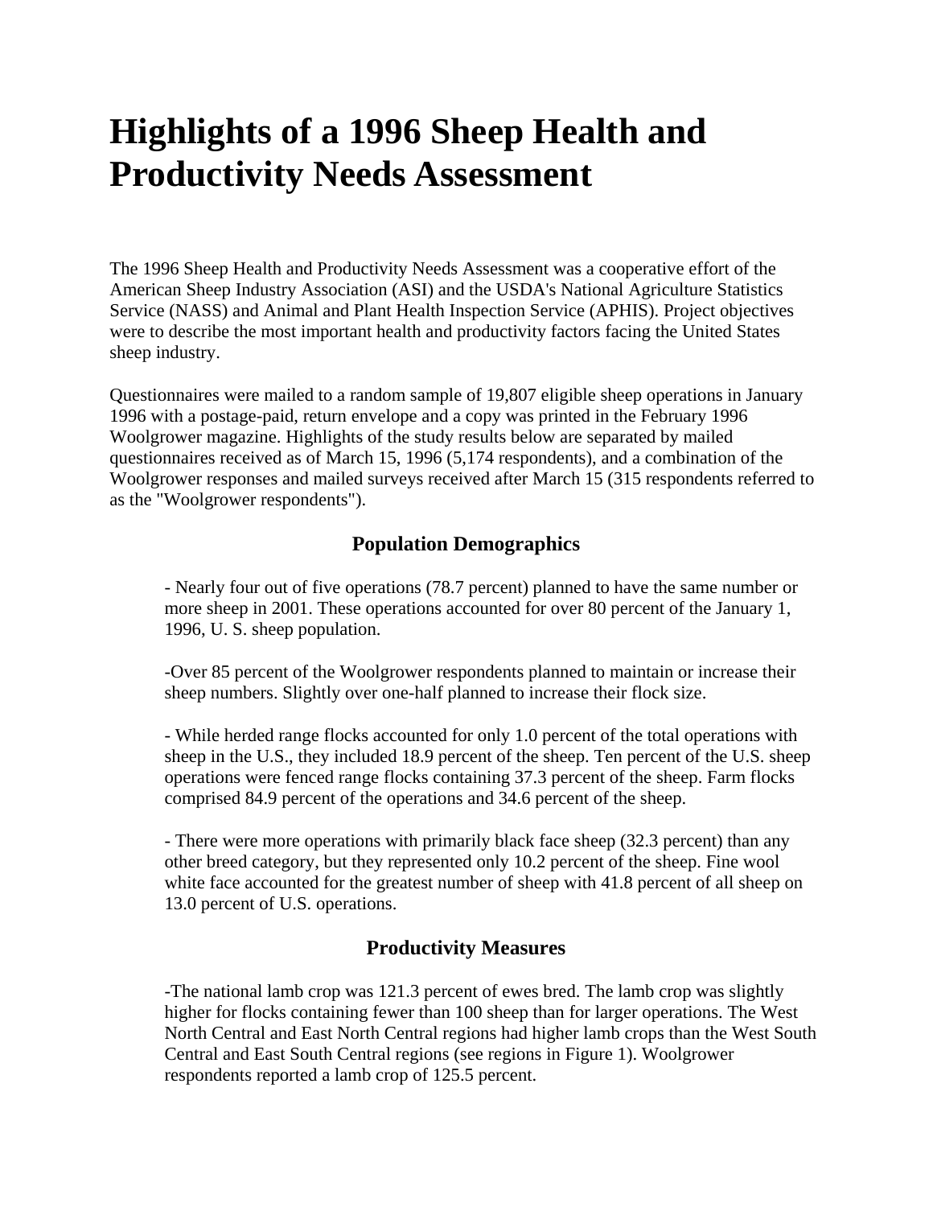# Highlights of a 1996 Sheep Health and Productivity Needs Assessment

The 1996 Sheep Health and Productivity Needs Assessment was a cooperative effort of the American Sheep Industry Association (ASI) and the USDA's National Agriculture Statistics Service (NASS) and Animal and Plant Health Inspection Service (APHIS). Project objectives were to describe the most important health and productivity factors facing the United States sheep industry.

Questionnaires were mailed to a random sample of 19,807 eligible sheep operations in January 1996 with a postage-paid, return envelope and a copy was printed in the February 1996 Woolgrower magazine. Highlights of the study results below are separated by mailed questionnaires received as of March 15, 1996 (5,174 respondents), and a combination of the Woolgrower responses and mailed surveys received after March 15 (315 respondents referred to as the "Woolgrower respondents").

## Population Demographics

- Nearly four out of five operations (78.7 percent) planned to have the same number or more sheep in 2001. These operations accounted for over 80 percent of the January 1, 1996, U. S. sheep population.

-Over 85 percent of the Woolgrower respondents planned to maintain or increase their sheep numbers. Slightly over one-half planned to increase their flock size.

- While herded range flocks accounted for only 1.0 percent of the total operations with sheep in the U.S., they included 18.9 percent of the sheep. Ten percent of the U.S. sheep operations were fenced range flocks containing 37.3 percent of the sheep. Farm flocks comprised 84.9 percent of the operations and 34.6 percent of the sheep.

- There were more operations with primarily black face sheep (32.3 percent) than any other breed category, but they represented only 10.2 percent of the sheep. Fine wool white face accounted for the greatest number of sheep with 41.8 percent of all sheep on 13.0 percent of U.S. operations.

## Productivity Measures

-The national lamb crop was 121.3 percent of ewes bred. The lamb crop was slightly higher for flocks containing fewer than 100 sheep than for larger operations. The West North Central and East North Central regions had higher lamb crops than the West South Central and East South Central regions (see regions in Figure 1). Woolgrower respondents reported a lamb crop of 125.5 percent.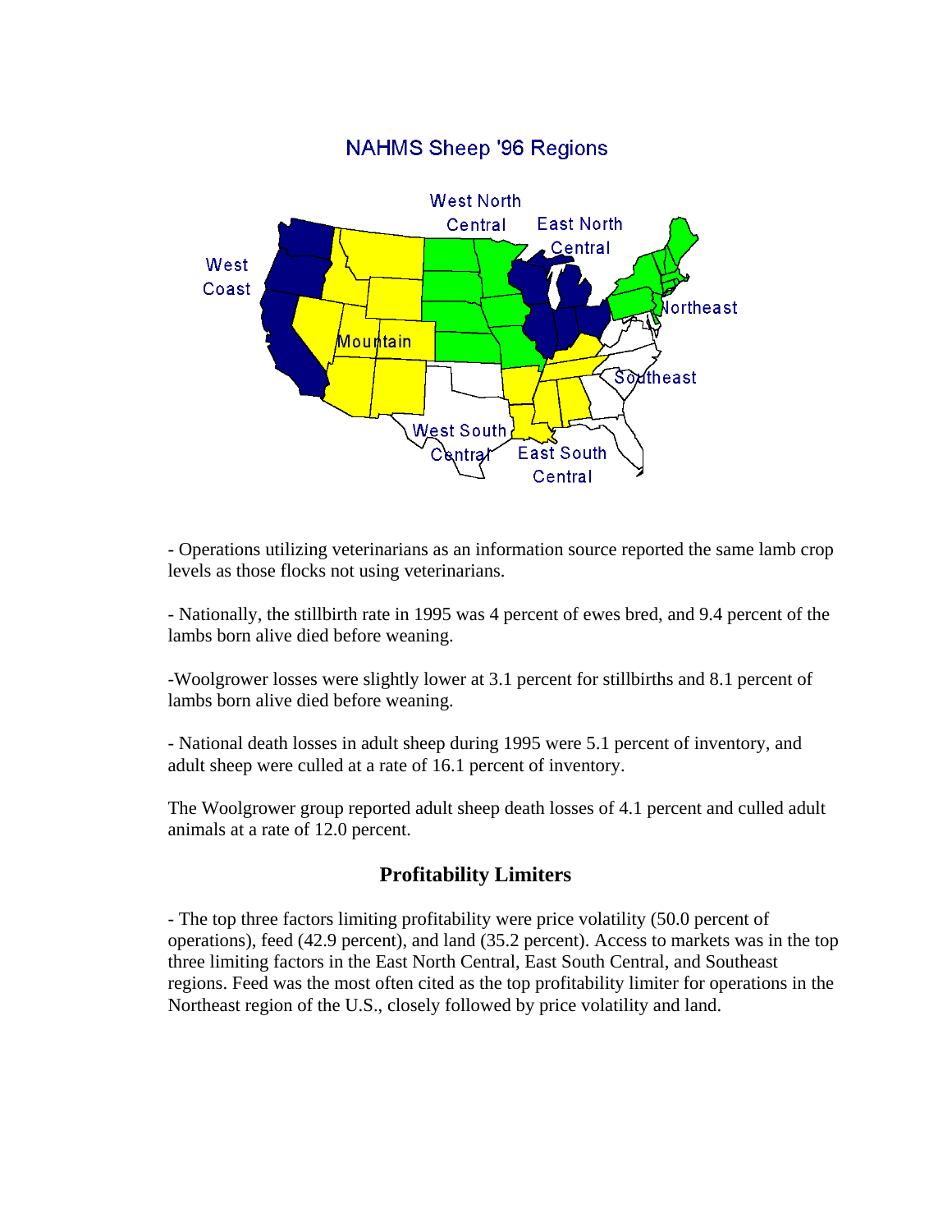NAHMS Sheep '96 Regions

- Operations utilizing veterinarians as an information source reported the same lamb crop levels as those flocks not using veterinarians.

- Nationally, the stillbirth rate in 1995 was 4 percent of ewes bred, and 9.4 percent of the lambs born alive died before weaning.

-Woolgrower losses were slightly lower at 3.1 percent for stillbirths and 8.1 percent of lambs born alive died before weaning.

- National death losses in adult sheep during 1995 were 5.1 percent of inventory, and adult sheep were culled at a rate of 16.1 percent of inventory.

The Woolgrower group reported adult sheep death losses of 4.1 percent and culled adult animals at a rate of 12.0 percent.

## Profitability Limiters

- The top three factors limiting profitability were price volatility (50.0 percent of operations), feed (42.9 percent), and land (35.2 percent). Access to markets was in the top three limiting factors in the East North Central, East South Central, and Southeast regions. Feed was the most often cited as the top profitability limiter for operations in the Northeast region of the U.S., closely followed by price volatility and land.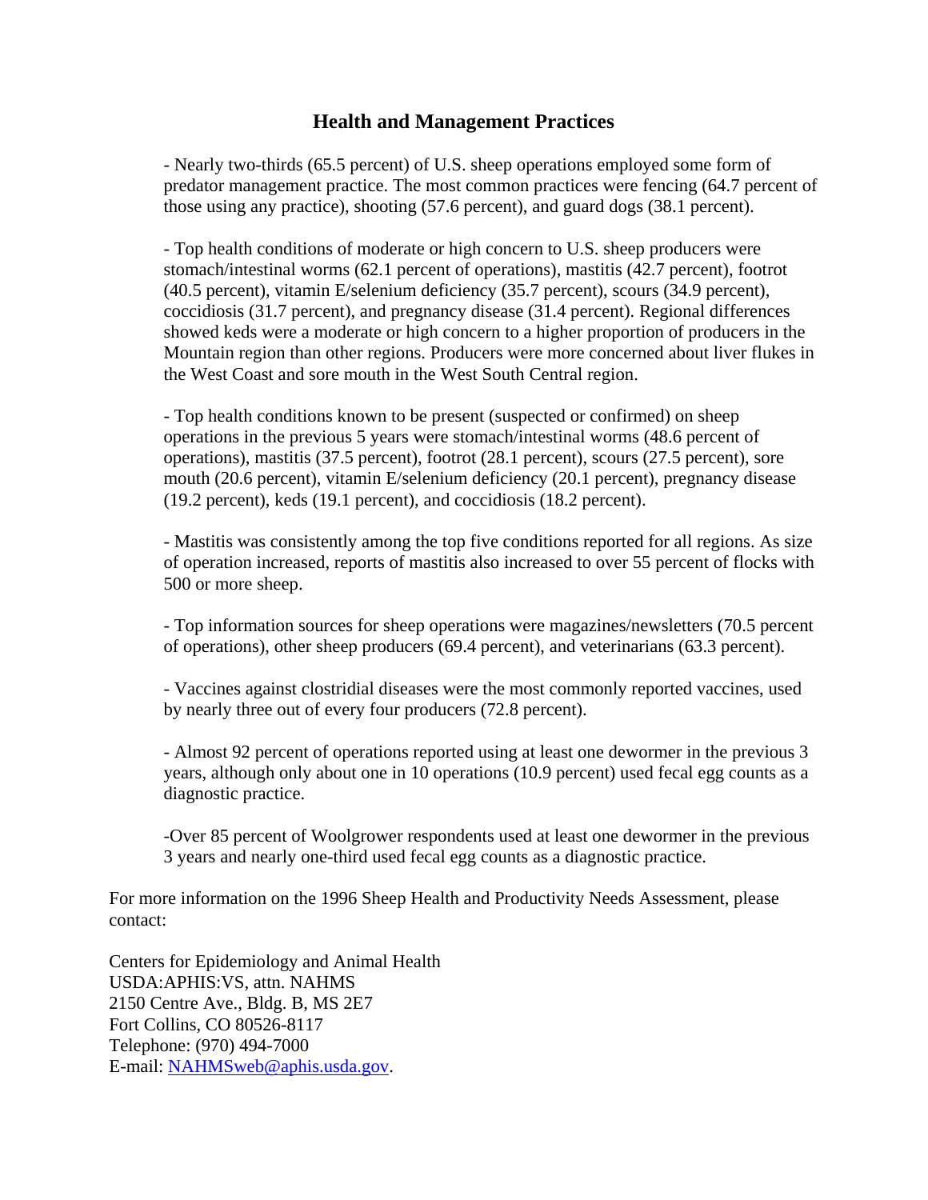## Health and Management Practices

- Nearly two-thirds (65.5 percent) of U.S. sheep operations employed some form of predator management practice. The most common practices were fencing (64.7 percent of those using any practice), shooting (57.6 percent), and guard dogs (38.1 percent).

- Top health conditions of moderate or high concern to U.S. sheep producers were stomach/intestinal worms (62.1 percent of operations), mastitis (42.7 percent), footrot (40.5 percent), vitamin E/selenium deficiency (35.7 percent), scours (34.9 percent), coccidiosis (31.7 percent), and pregnancy disease (31.4 percent). Regional differences showed keds were a moderate or high concern to a higher proportion of producers in the Mountain region than other regions. Producers were more concerned about liver flukes in the West Coast and sore mouth in the West South Central region.

- Top health conditions known to be present (suspected or confirmed) on sheep operations in the previous 5 years were stomach/intestinal worms (48.6 percent of operations), mastitis (37.5 percent), footrot (28.1 percent), scours (27.5 percent), sore mouth (20.6 percent), vitamin E/selenium deficiency (20.1 percent), pregnancy disease (19.2 percent), keds (19.1 percent), and coccidiosis (18.2 percent).

- Mastitis was consistently among the top five conditions reported for all regions. As size of operation increased, reports of mastitis also increased to over 55 percent of flocks with 500 or more sheep.

- Top information sources for sheep operations were magazines/newsletters (70.5 percent of operations), other sheep producers (69.4 percent), and veterinarians (63.3 percent).

- Vaccines against clostridial diseases were the most commonly reported vaccines, used by nearly three out of every four producers (72.8 percent).

- Almost 92 percent of operations reported using at least one dewormer in the previous 3 years, although only about one in 10 operations (10.9 percent) used fecal egg counts as a diagnostic practice.

-Over 85 percent of Woolgrower respondents used at least one dewormer in the previous 3 years and nearly one-third used fecal egg counts as a diagnostic practice.

For more information on the 1996 Sheep Health and Productivity Needs Assessment, please contact:

Centers for Epidemiology and Animal Health
USDA:APHIS:VS, attn. NAHMS
2150 Centre Ave., Bldg. B, MS 2E7
Fort Collins, CO 80526-8117
Telephone: (970) 494-7000
E-mail: NAHMSweb@aphis.usda.gov.